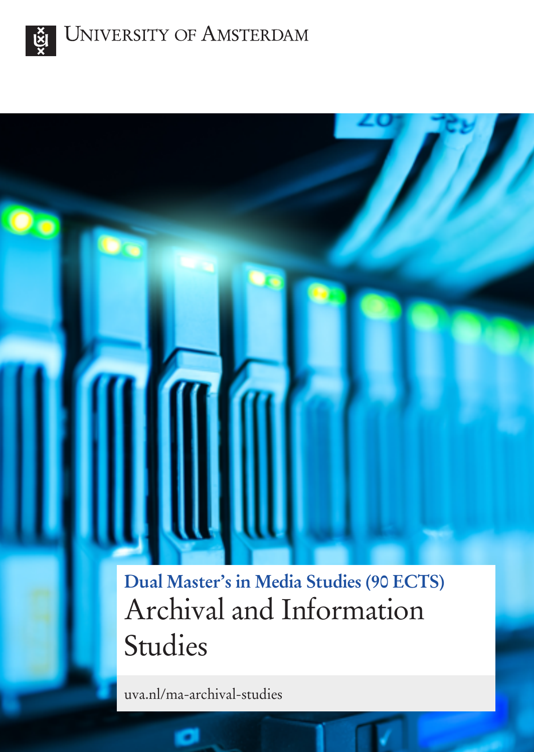University of Amsterdam

**Dual Master's in Media Studies (90 ECTS)**

# Archival and Information Studies

uva.nl/ma-archival-studies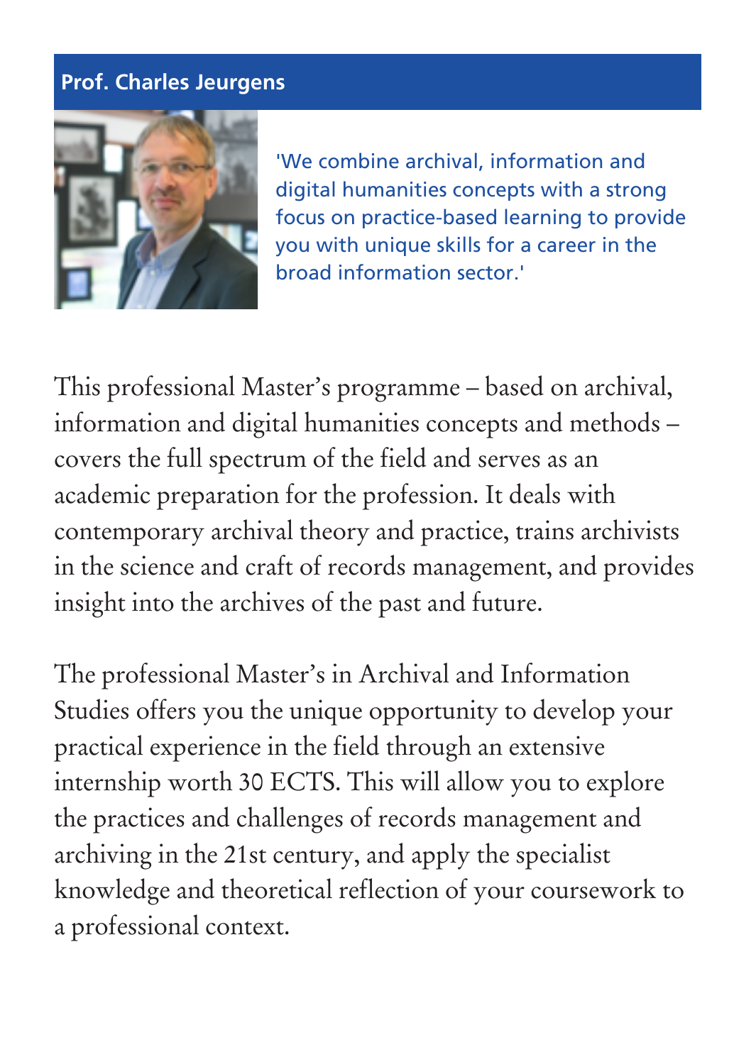**Prof. Charles Jeurgens**

'We combine archival, information and digital humanities concepts with a strong focus on practice-based learning to provide you with unique skills for a career in the broad information sector.'

This professional Master's programme – based on archival, information and digital humanities concepts and methods – covers the full spectrum of the field and serves as an academic preparation for the profession. It deals with contemporary archival theory and practice, trains archivists in the science and craft of records management, and provides insight into the archives of the past and future.

The professional Master's in Archival and Information Studies offers you the unique opportunity to develop your practical experience in the field through an extensive internship worth 30 ECTS. This will allow you to explore the practices and challenges of records management and archiving in the 21st century, and apply the specialist knowledge and theoretical reflection of your coursework to a professional context.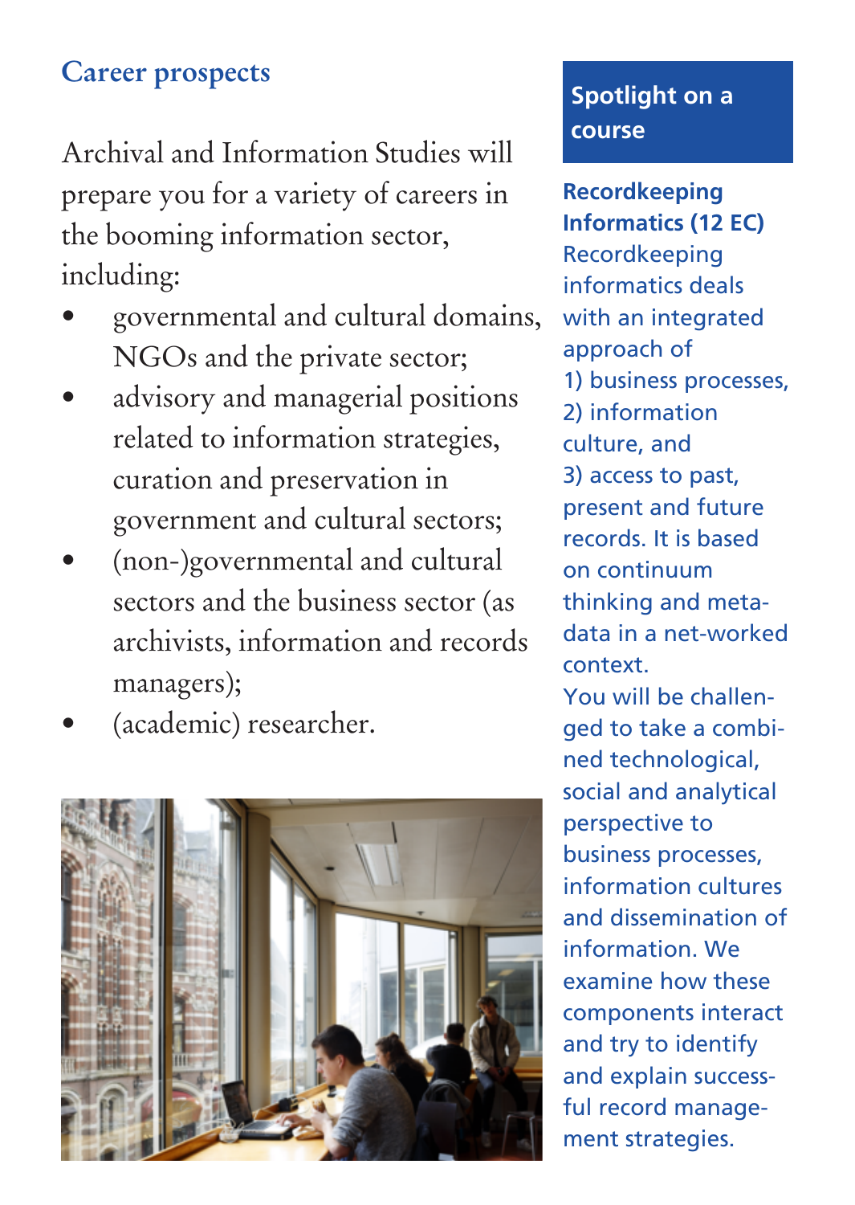## Career prospects

Archival and Information Studies will prepare you for a variety of careers in the booming information sector, including:

- governmental and cultural domains, NGOs and the private sector;
- advisory and managerial positions related to information strategies, curation and preservation in government and cultural sectors;
- (non-)governmental and cultural sectors and the business sector (as archivists, information and records managers);
- (academic) researcher.

## Spotlight on a course

**Recordkeeping Informatics (12 EC)**

Recordkeeping informatics deals with an integrated approach of 1) business processes, 2) information culture, and 3) access to past, present and future records. It is based on continuum thinking and meta-data in a net-worked context.

You will be challenged to take a combined technological, social and analytical perspective to business processes, information cultures and dissemination of information. We examine how these components interact and try to identify and explain successful record management strategies.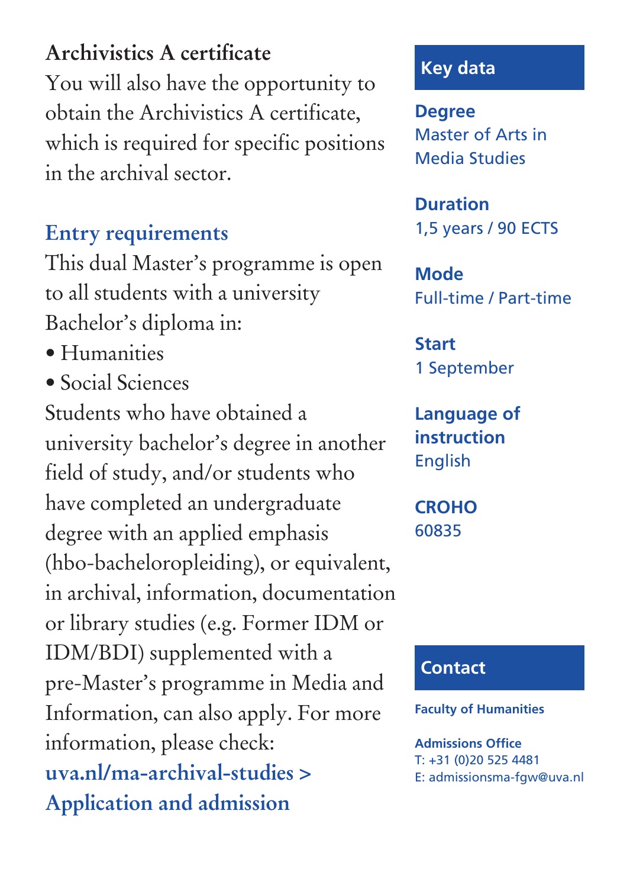### Archivistics A certificate

You will also have the opportunity to obtain the Archivistics A certificate, which is required for specific positions in the archival sector.

## Entry requirements

This dual Master's programme is open to all students with a university Bachelor's diploma in:

- Humanities
- Social Sciences

Students who have obtained a university bachelor's degree in another field of study, and/or students who have completed an undergraduate degree with an applied emphasis (hbo-bacheloropleiding), or equivalent, in archival, information, documentation or library studies (e.g. Former IDM or IDM/BDI) supplemented with a pre-Master's programme in Media and Information, can also apply. For more information, please check:

**uva.nl/ma-archival-studies > Application and admission**

## Key data

**Degree**
Master of Arts in Media Studies

**Duration**
1,5 years / 90 ECTS

**Mode**
Full-time / Part-time

**Start**
1 September

**Language of instruction**
English

**CROHO**
60835

## Contact

**Faculty of Humanities**

**Admissions Office**
T: +31 (0)20 525 4481
E: admissionsma-fgw@uva.nl